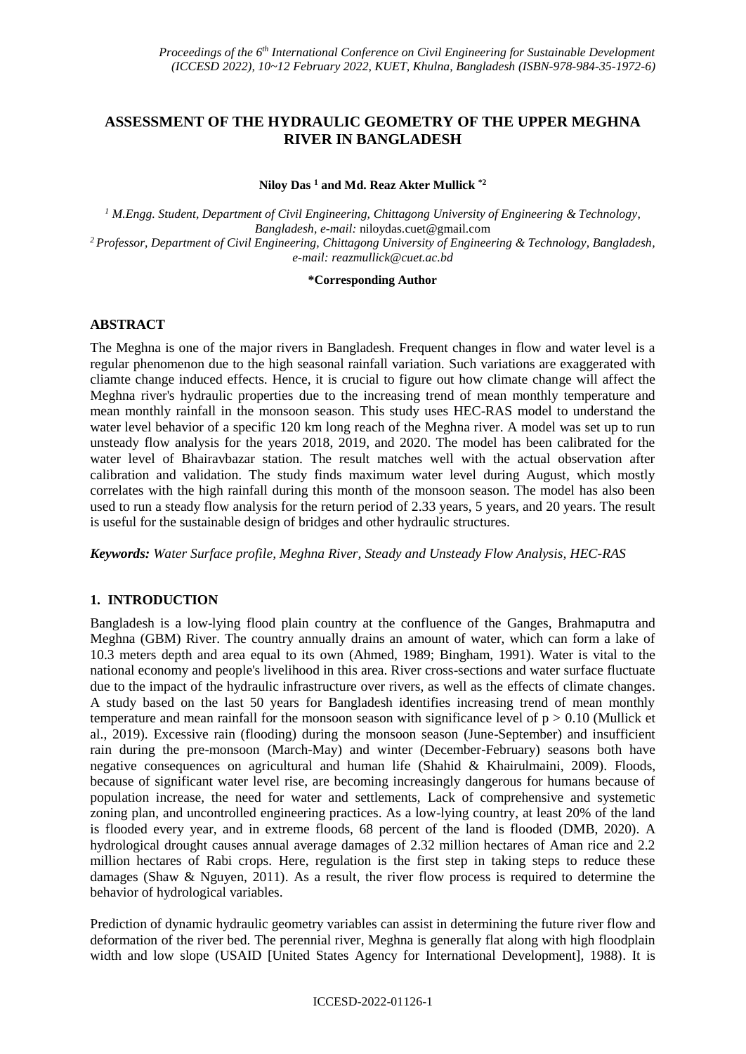# ASSESSMENT OF THE HYDRAULIC GEOMETRY OF THE UPPER MEGHNA RIVER IN BANGLADESH

**Niloy Das [1] and Md. Reaz Akter Mullick *[2]**

*[1] M.Engg. Student, Department of Civil Engineering, Chittagong University of Engineering & Technology, Bangladesh, e-mail:* niloydas.cuet@gmail.com

*[2] Professor, Department of Civil Engineering, Chittagong University of Engineering & Technology, Bangladesh, e-mail: reazmullick@cuet.ac.bd*

**\*Corresponding Author**

## ABSTRACT

The Meghna is one of the major rivers in Bangladesh. Frequent changes in flow and water level is a regular phenomenon due to the high seasonal rainfall variation. Such variations are exaggerated with cliamte change induced effects. Hence, it is crucial to figure out how climate change will affect the Meghna river's hydraulic properties due to the increasing trend of mean monthly temperature and mean monthly rainfall in the monsoon season. This study uses HEC-RAS model to understand the water level behavior of a specific 120 km long reach of the Meghna river. A model was set up to run unsteady flow analysis for the years 2018, 2019, and 2020. The model has been calibrated for the water level of Bhairavbazar station. The result matches well with the actual observation after calibration and validation. The study finds maximum water level during August, which mostly correlates with the high rainfall during this month of the monsoon season. The model has also been used to run a steady flow analysis for the return period of 2.33 years, 5 years, and 20 years. The result is useful for the sustainable design of bridges and other hydraulic structures.

***Keywords:** Water Surface profile, Meghna River, Steady and Unsteady Flow Analysis, HEC-RAS*

## 1. INTRODUCTION

Bangladesh is a low-lying flood plain country at the confluence of the Ganges, Brahmaputra and Meghna (GBM) River. The country annually drains an amount of water, which can form a lake of 10.3 meters depth and area equal to its own (Ahmed, 1989; Bingham, 1991). Water is vital to the national economy and people's livelihood in this area. River cross-sections and water surface fluctuate due to the impact of the hydraulic infrastructure over rivers, as well as the effects of climate changes. A study based on the last 50 years for Bangladesh identifies increasing trend of mean monthly temperature and mean rainfall for the monsoon season with significance level of $p > 0.10$ (Mullick et al., 2019). Excessive rain (flooding) during the monsoon season (June-September) and insufficient rain during the pre-monsoon (March-May) and winter (December-February) seasons both have negative consequences on agricultural and human life (Shahid & Khairulmaini, 2009). Floods, because of significant water level rise, are becoming increasingly dangerous for humans because of population increase, the need for water and settlements, Lack of comprehensive and systemetic zoning plan, and uncontrolled engineering practices. As a low-lying country, at least 20% of the land is flooded every year, and in extreme floods, 68 percent of the land is flooded (DMB, 2020). A hydrological drought causes annual average damages of 2.32 million hectares of Aman rice and 2.2 million hectares of Rabi crops. Here, regulation is the first step in taking steps to reduce these damages (Shaw & Nguyen, 2011). As a result, the river flow process is required to determine the behavior of hydrological variables.

Prediction of dynamic hydraulic geometry variables can assist in determining the future river flow and deformation of the river bed. The perennial river, Meghna is generally flat along with high floodplain width and low slope (USAID [United States Agency for International Development], 1988). It is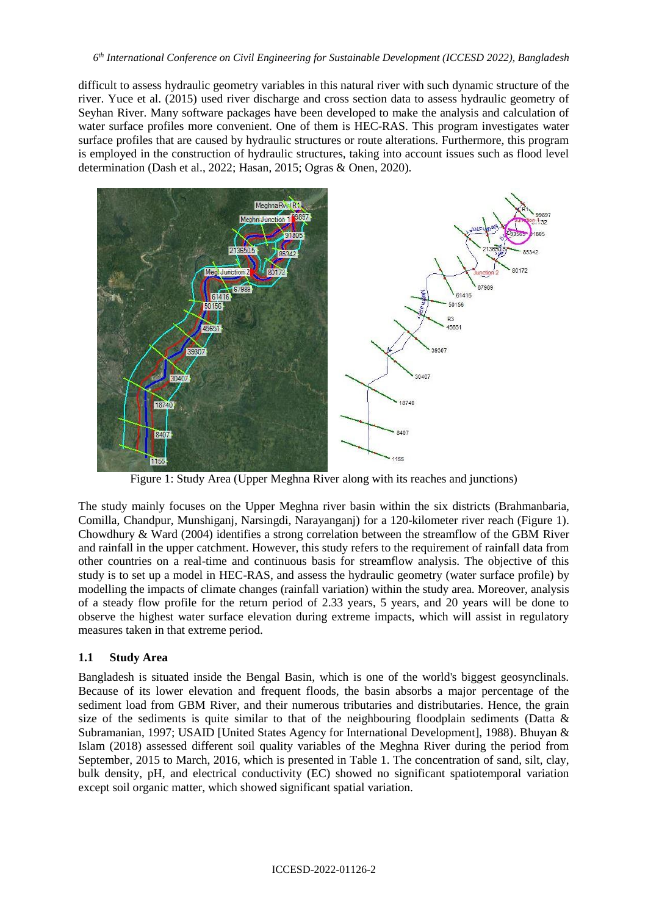difficult to assess hydraulic geometry variables in this natural river with such dynamic structure of the river. Yuce et al. (2015) used river discharge and cross section data to assess hydraulic geometry of Seyhan River. Many software packages have been developed to make the analysis and calculation of water surface profiles more convenient. One of them is HEC-RAS. This program investigates water surface profiles that are caused by hydraulic structures or route alterations. Furthermore, this program is employed in the construction of hydraulic structures, taking into account issues such as flood level determination (Dash et al., 2022; Hasan, 2015; Ogras & Onen, 2020).

Figure 1: Study Area (Upper Meghna River along with its reaches and junctions)

The study mainly focuses on the Upper Meghna river basin within the six districts (Brahmanbaria, Comilla, Chandpur, Munshiganj, Narsingdi, Narayanganj) for a 120-kilometer river reach (Figure 1). Chowdhury & Ward (2004) identifies a strong correlation between the streamflow of the GBM River and rainfall in the upper catchment. However, this study refers to the requirement of rainfall data from other countries on a real-time and continuous basis for streamflow analysis. The objective of this study is to set up a model in HEC-RAS, and assess the hydraulic geometry (water surface profile) by modelling the impacts of climate changes (rainfall variation) within the study area. Moreover, analysis of a steady flow profile for the return period of 2.33 years, 5 years, and 20 years will be done to observe the highest water surface elevation during extreme impacts, which will assist in regulatory measures taken in that extreme period.

### 1.1 Study Area

Bangladesh is situated inside the Bengal Basin, which is one of the world's biggest geosynclinals. Because of its lower elevation and frequent floods, the basin absorbs a major percentage of the sediment load from GBM River, and their numerous tributaries and distributaries. Hence, the grain size of the sediments is quite similar to that of the neighbouring floodplain sediments (Datta & Subramanian, 1997; USAID [United States Agency for International Development], 1988). Bhuyan & Islam (2018) assessed different soil quality variables of the Meghna River during the period from September, 2015 to March, 2016, which is presented in Table 1. The concentration of sand, silt, clay, bulk density, pH, and electrical conductivity (EC) showed no significant spatiotemporal variation except soil organic matter, which showed significant spatial variation.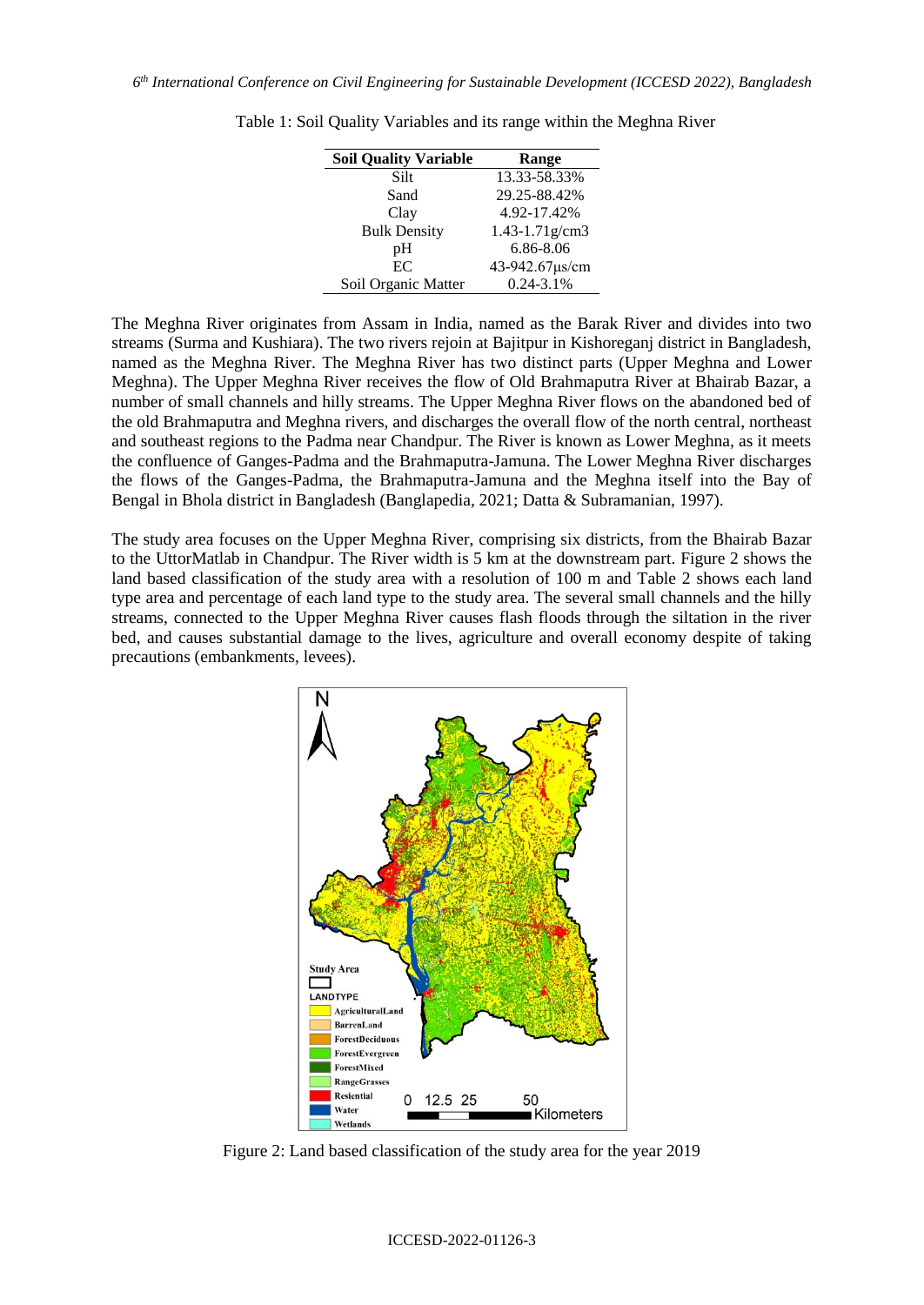Table 1: Soil Quality Variables and its range within the Meghna River

| Soil Quality Variable | Range |
|---|---|
| Silt | 13.33-58.33% |
| Sand | 29.25-88.42% |
| Clay | 4.92-17.42% |
| Bulk Density | 1.43-1.71g/cm3 |
| pH | 6.86-8.06 |
| EC | 43-942.67μs/cm |
| Soil Organic Matter | 0.24-3.1% |

The Meghna River originates from Assam in India, named as the Barak River and divides into two streams (Surma and Kushiara). The two rivers rejoin at Bajitpur in Kishoreganj district in Bangladesh, named as the Meghna River. The Meghna River has two distinct parts (Upper Meghna and Lower Meghna). The Upper Meghna River receives the flow of Old Brahmaputra River at Bhairab Bazar, a number of small channels and hilly streams. The Upper Meghna River flows on the abandoned bed of the old Brahmaputra and Meghna rivers, and discharges the overall flow of the north central, northeast and southeast regions to the Padma near Chandpur. The River is known as Lower Meghna, as it meets the confluence of Ganges-Padma and the Brahmaputra-Jamuna. The Lower Meghna River discharges the flows of the Ganges-Padma, the Brahmaputra-Jamuna and the Meghna itself into the Bay of Bengal in Bhola district in Bangladesh (Banglapedia, 2021; Datta & Subramanian, 1997).

The study area focuses on the Upper Meghna River, comprising six districts, from the Bhairab Bazar to the UttorMatlab in Chandpur. The River width is 5 km at the downstream part. Figure 2 shows the land based classification of the study area with a resolution of 100 m and Table 2 shows each land type area and percentage of each land type to the study area. The several small channels and the hilly streams, connected to the Upper Meghna River causes flash floods through the siltation in the river bed, and causes substantial damage to the lives, agriculture and overall economy despite of taking precautions (embankments, levees).

Figure 2: Land based classification of the study area for the year 2019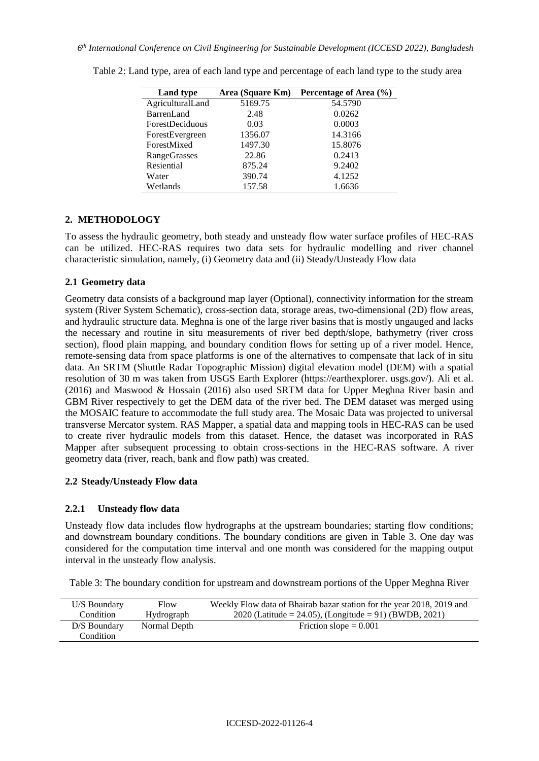Table 2: Land type, area of each land type and percentage of each land type to the study area

| Land type | Area (Square Km) | Percentage of Area (%) |
|---|---|---|
| AgriculturalLand | 5169.75 | 54.5790 |
| BarrenLand | 2.48 | 0.0262 |
| ForestDeciduous | 0.03 | 0.0003 |
| ForestEvergreen | 1356.07 | 14.3166 |
| ForestMixed | 1497.30 | 15.8076 |
| RangeGrasses | 22.86 | 0.2413 |
| Resiential | 875.24 | 9.2402 |
| Water | 390.74 | 4.1252 |
| Wetlands | 157.58 | 1.6636 |

## 2. METHODOLOGY

To assess the hydraulic geometry, both steady and unsteady flow water surface profiles of HEC-RAS can be utilized. HEC-RAS requires two data sets for hydraulic modelling and river channel characteristic simulation, namely, (i) Geometry data and (ii) Steady/Unsteady Flow data

### 2.1 Geometry data

Geometry data consists of a background map layer (Optional), connectivity information for the stream system (River System Schematic), cross-section data, storage areas, two-dimensional (2D) flow areas, and hydraulic structure data. Meghna is one of the large river basins that is mostly ungauged and lacks the necessary and routine in situ measurements of river bed depth/slope, bathymetry (river cross section), flood plain mapping, and boundary condition flows for setting up of a river model. Hence, remote-sensing data from space platforms is one of the alternatives to compensate that lack of in situ data. An SRTM (Shuttle Radar Topographic Mission) digital elevation model (DEM) with a spatial resolution of 30 m was taken from USGS Earth Explorer (https://earthexplorer. usgs.gov/). Ali et al. (2016) and Maswood & Hossain (2016) also used SRTM data for Upper Meghna River basin and GBM River respectively to get the DEM data of the river bed. The DEM dataset was merged using the MOSAIC feature to accommodate the full study area. The Mosaic Data was projected to universal transverse Mercator system. RAS Mapper, a spatial data and mapping tools in HEC-RAS can be used to create river hydraulic models from this dataset. Hence, the dataset was incorporated in RAS Mapper after subsequent processing to obtain cross-sections in the HEC-RAS software. A river geometry data (river, reach, bank and flow path) was created.

### 2.2 Steady/Unsteady Flow data

#### 2.2.1 Unsteady flow data

Unsteady flow data includes flow hydrographs at the upstream boundaries; starting flow conditions; and downstream boundary conditions. The boundary conditions are given in Table 3. One day was considered for the computation time interval and one month was considered for the mapping output interval in the unsteady flow analysis.

Table 3: The boundary condition for upstream and downstream portions of the Upper Meghna River

| | | |
|---|---|---|
| U/S Boundary Condition | Flow Hydrograph | Weekly Flow data of Bhairab bazar station for the year 2018, 2019 and 2020 (Latitude = 24.05), (Longitude = 91) (BWDB, 2021) |
| D/S Boundary Condition | Normal Depth | Friction slope = 0.001 |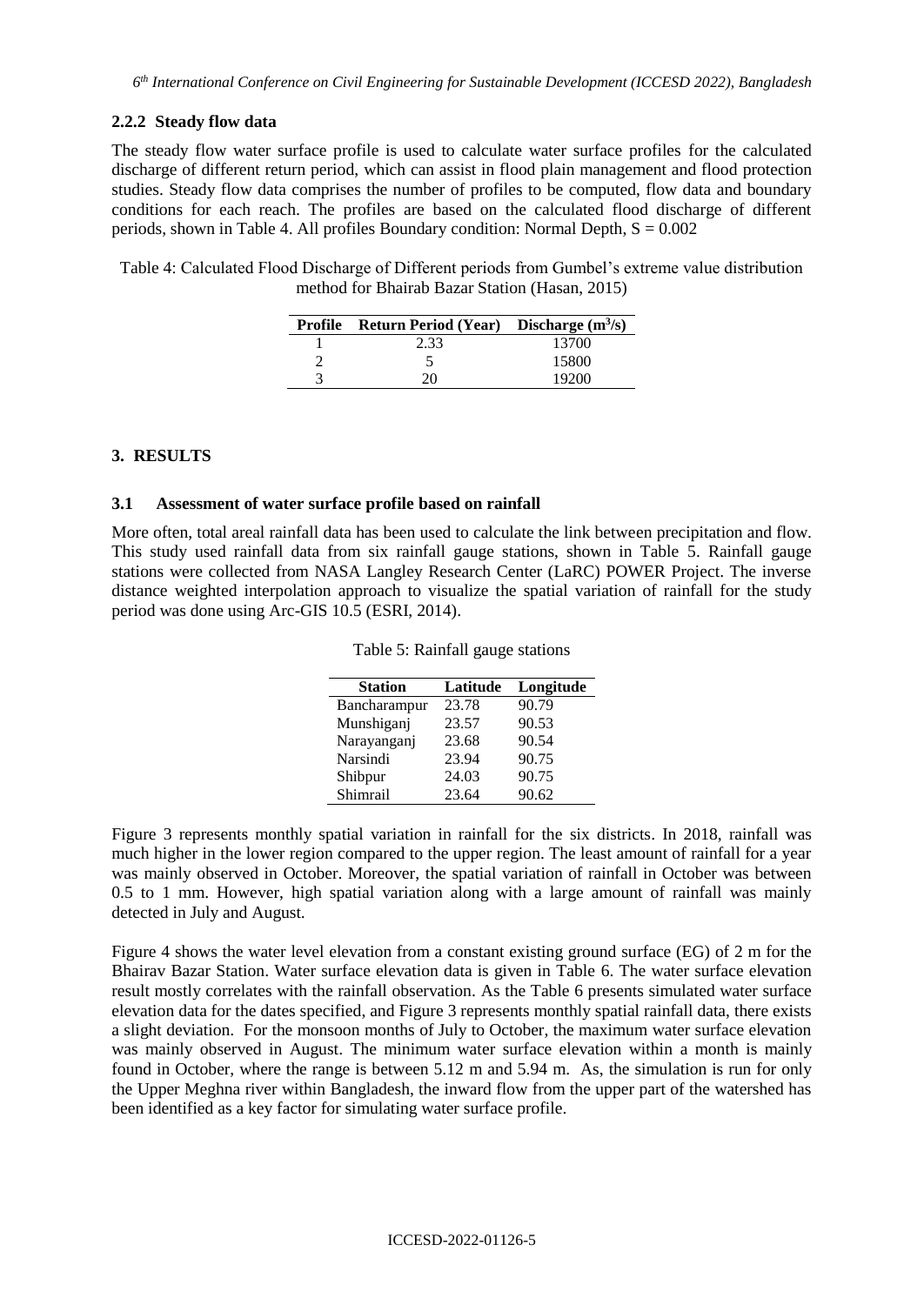### 2.2.2 Steady flow data

The steady flow water surface profile is used to calculate water surface profiles for the calculated discharge of different return period, which can assist in flood plain management and flood protection studies. Steady flow data comprises the number of profiles to be computed, flow data and boundary conditions for each reach. The profiles are based on the calculated flood discharge of different periods, shown in Table 4. All profiles Boundary condition: Normal Depth, S = 0.002

Table 4: Calculated Flood Discharge of Different periods from Gumbel's extreme value distribution method for Bhairab Bazar Station (Hasan, 2015)

| Profile | Return Period (Year) | Discharge ($m^3/s$) |
|---|---|---|
| 1 | 2.33 | 13700 |
| 2 | 5 | 15800 |
| 3 | 20 | 19200 |

## 3. RESULTS

### 3.1 Assessment of water surface profile based on rainfall

More often, total areal rainfall data has been used to calculate the link between precipitation and flow. This study used rainfall data from six rainfall gauge stations, shown in Table 5. Rainfall gauge stations were collected from NASA Langley Research Center (LaRC) POWER Project. The inverse distance weighted interpolation approach to visualize the spatial variation of rainfall for the study period was done using Arc-GIS 10.5 (ESRI, 2014).

Table 5: Rainfall gauge stations

| Station | Latitude | Longitude |
|---|---|---|
| Bancharampur | 23.78 | 90.79 |
| Munshiganj | 23.57 | 90.53 |
| Narayanganj | 23.68 | 90.54 |
| Narsindi | 23.94 | 90.75 |
| Shibpur | 24.03 | 90.75 |
| Shimrail | 23.64 | 90.62 |

Figure 3 represents monthly spatial variation in rainfall for the six districts. In 2018, rainfall was much higher in the lower region compared to the upper region. The least amount of rainfall for a year was mainly observed in October. Moreover, the spatial variation of rainfall in October was between 0.5 to 1 mm. However, high spatial variation along with a large amount of rainfall was mainly detected in July and August.

Figure 4 shows the water level elevation from a constant existing ground surface (EG) of 2 m for the Bhairav Bazar Station. Water surface elevation data is given in Table 6. The water surface elevation result mostly correlates with the rainfall observation. As the Table 6 presents simulated water surface elevation data for the dates specified, and Figure 3 represents monthly spatial rainfall data, there exists a slight deviation. For the monsoon months of July to October, the maximum water surface elevation was mainly observed in August. The minimum water surface elevation within a month is mainly found in October, where the range is between 5.12 m and 5.94 m. As, the simulation is run for only the Upper Meghna river within Bangladesh, the inward flow from the upper part of the watershed has been identified as a key factor for simulating water surface profile.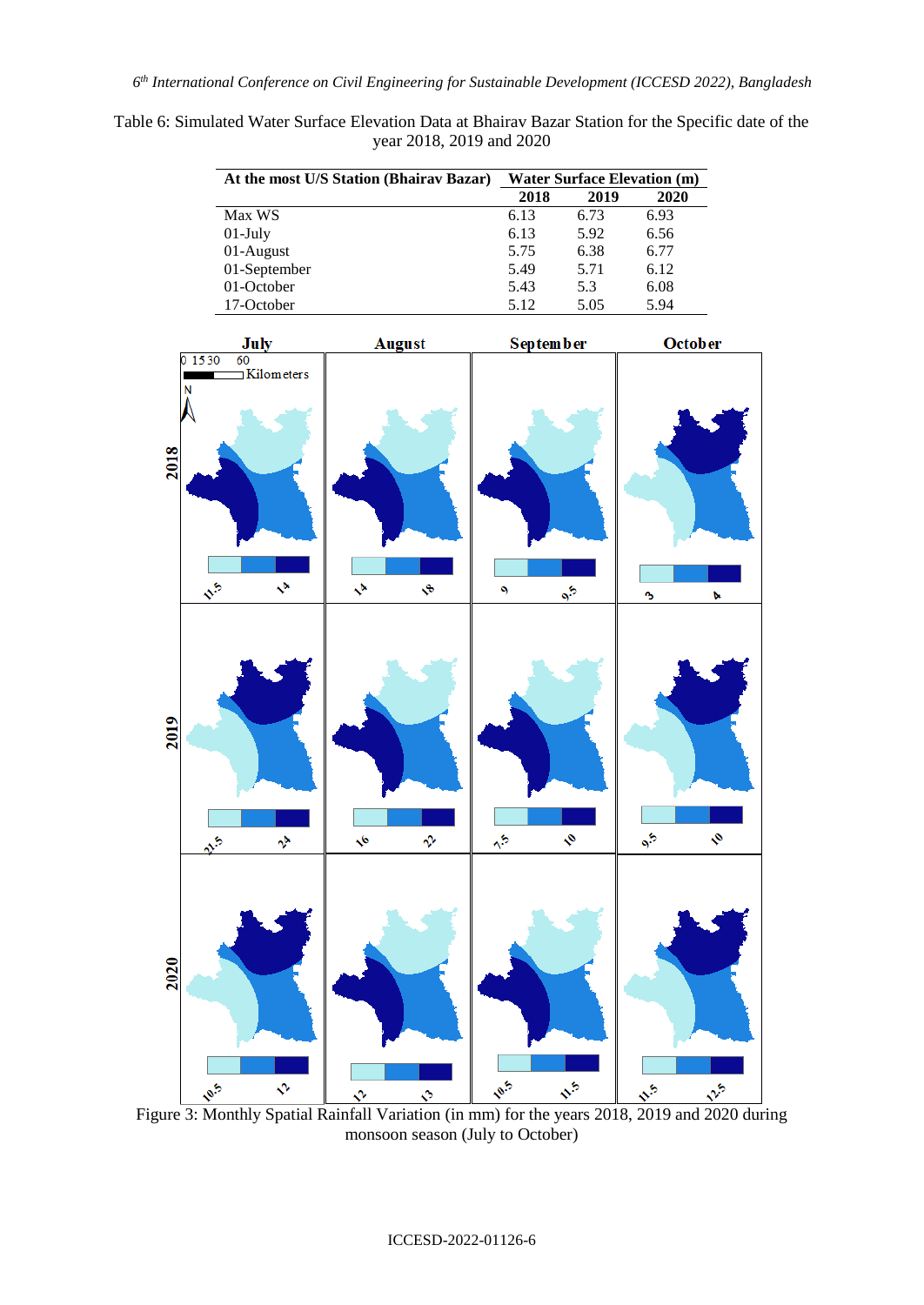Table 6: Simulated Water Surface Elevation Data at Bhairav Bazar Station for the Specific date of the year 2018, 2019 and 2020

| At the most U/S Station (Bhairav Bazar) | Water Surface Elevation (m) | | |
|---|---|---|---|
| | 2018 | 2019 | 2020 |
| Max WS | 6.13 | 6.73 | 6.93 |
| 01-July | 6.13 | 5.92 | 6.56 |
| 01-August | 5.75 | 6.38 | 6.77 |
| 01-September | 5.49 | 5.71 | 6.12 |
| 01-October | 5.43 | 5.3 | 6.08 |
| 17-October | 5.12 | 5.05 | 5.94 |

Figure 3: Monthly Spatial Rainfall Variation (in mm) for the years 2018, 2019 and 2020 during monsoon season (July to October)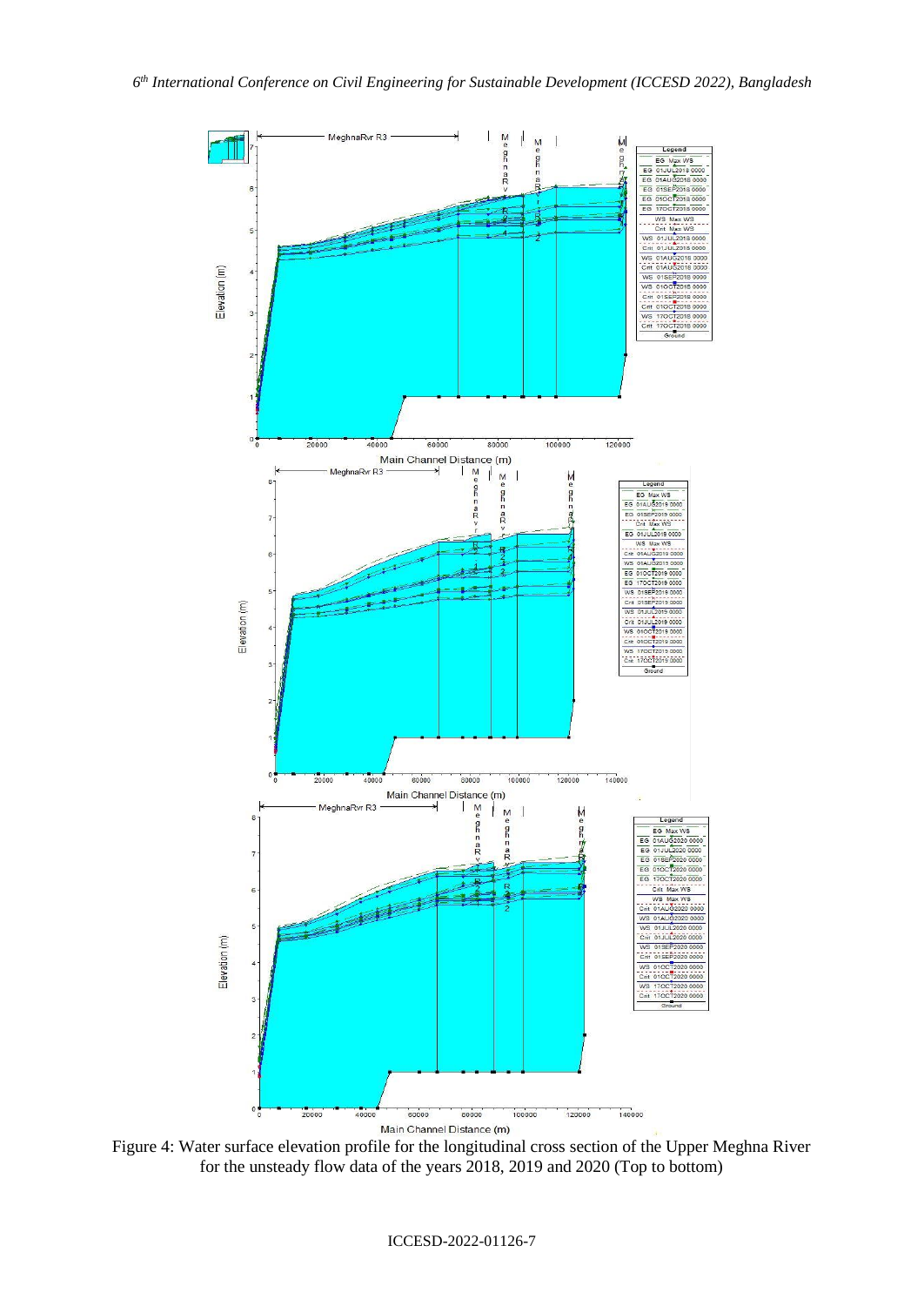Figure 4: Water surface elevation profile for the longitudinal cross section of the Upper Meghna River for the unsteady flow data of the years 2018, 2019 and 2020 (Top to bottom)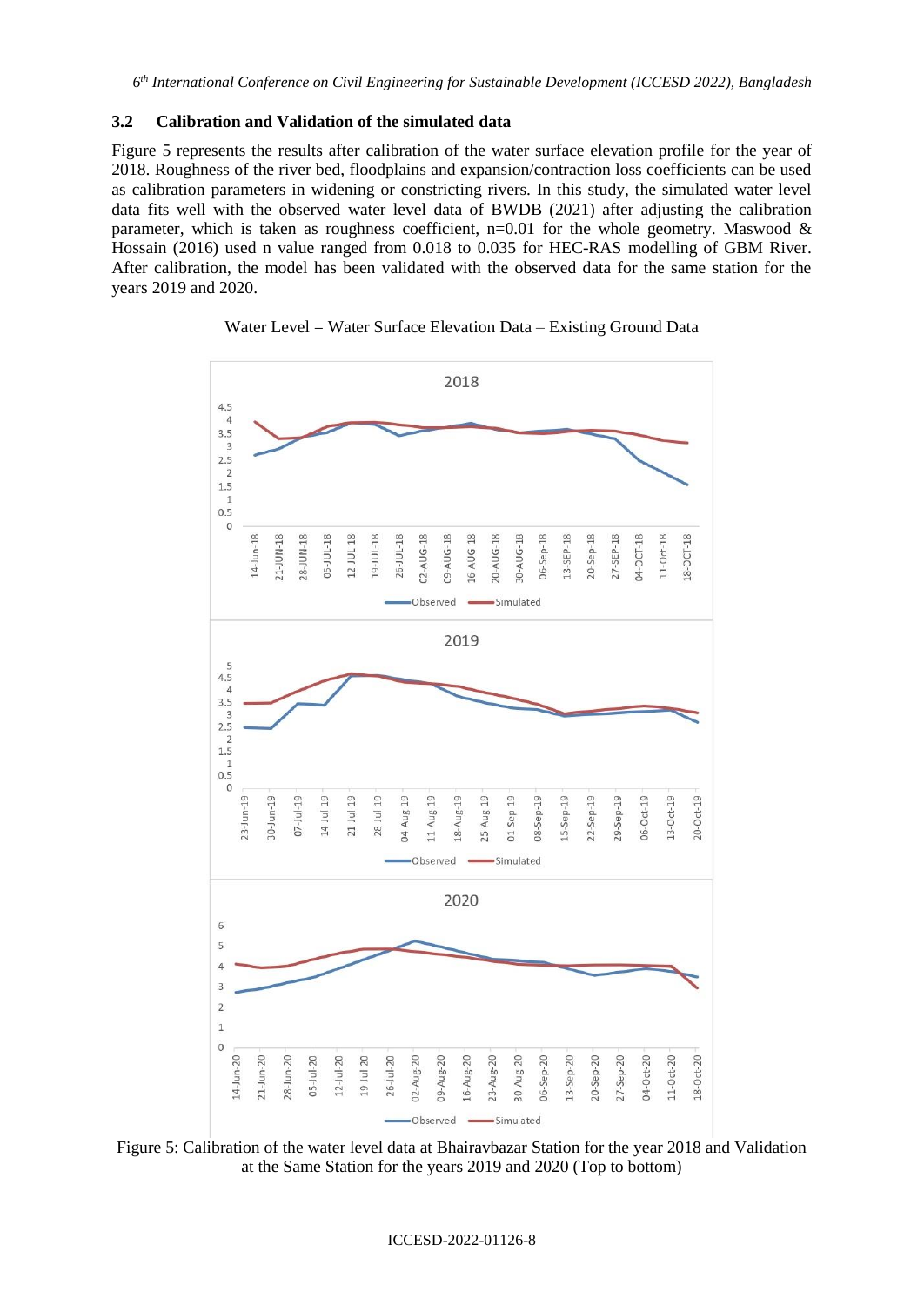### 3.2 Calibration and Validation of the simulated data

Figure 5 represents the results after calibration of the water surface elevation profile for the year of 2018. Roughness of the river bed, floodplains and expansion/contraction loss coefficients can be used as calibration parameters in widening or constricting rivers. In this study, the simulated water level data fits well with the observed water level data of BWDB (2021) after adjusting the calibration parameter, which is taken as roughness coefficient, n=0.01 for the whole geometry. Maswood & Hossain (2016) used n value ranged from 0.018 to 0.035 for HEC-RAS modelling of GBM River. After calibration, the model has been validated with the observed data for the same station for the years 2019 and 2020.

Water Level = Water Surface Elevation Data – Existing Ground Data

Figure 5: Calibration of the water level data at Bhairavbazar Station for the year 2018 and Validation at the Same Station for the years 2019 and 2020 (Top to bottom)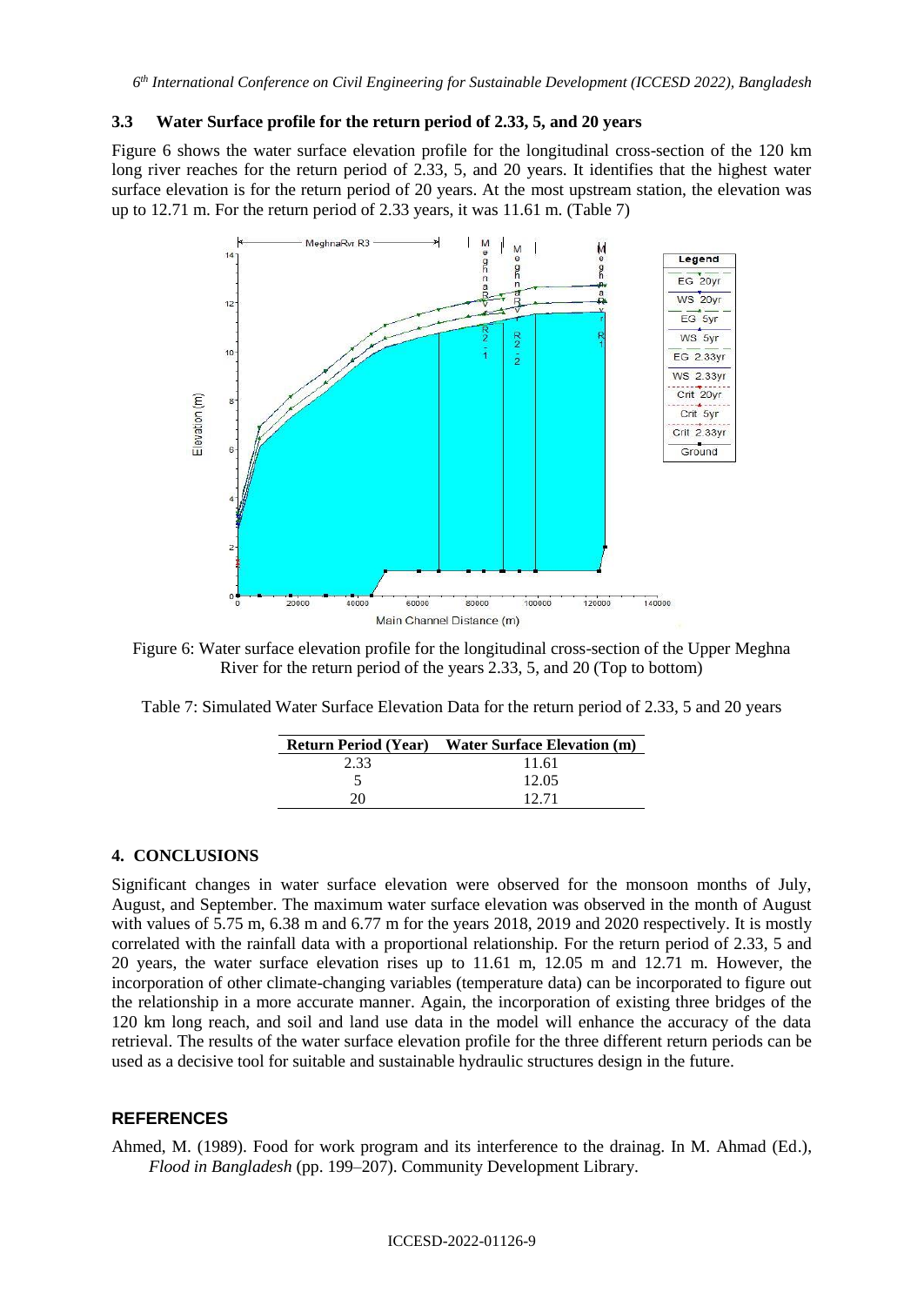### 3.3 Water Surface profile for the return period of 2.33, 5, and 20 years

Figure 6 shows the water surface elevation profile for the longitudinal cross-section of the 120 km long river reaches for the return period of 2.33, 5, and 20 years. It identifies that the highest water surface elevation is for the return period of 20 years. At the most upstream station, the elevation was up to 12.71 m. For the return period of 2.33 years, it was 11.61 m. (Table 7)

Figure 6: Water surface elevation profile for the longitudinal cross-section of the Upper Meghna River for the return period of the years 2.33, 5, and 20 (Top to bottom)

Table 7: Simulated Water Surface Elevation Data for the return period of 2.33, 5 and 20 years

| Return Period (Year) | Water Surface Elevation (m) |
|---|---|
| 2.33 | 11.61 |
| 5 | 12.05 |
| 20 | 12.71 |

## 4. CONCLUSIONS

Significant changes in water surface elevation were observed for the monsoon months of July, August, and September. The maximum water surface elevation was observed in the month of August with values of 5.75 m, 6.38 m and 6.77 m for the years 2018, 2019 and 2020 respectively. It is mostly correlated with the rainfall data with a proportional relationship. For the return period of 2.33, 5 and 20 years, the water surface elevation rises up to 11.61 m, 12.05 m and 12.71 m. However, the incorporation of other climate-changing variables (temperature data) can be incorporated to figure out the relationship in a more accurate manner. Again, the incorporation of existing three bridges of the 120 km long reach, and soil and land use data in the model will enhance the accuracy of the data retrieval. The results of the water surface elevation profile for the three different return periods can be used as a decisive tool for suitable and sustainable hydraulic structures design in the future.

## REFERENCES

Ahmed, M. (1989). Food for work program and its interference to the drainag. In M. Ahmad (Ed.), *Flood in Bangladesh* (pp. 199–207). Community Development Library.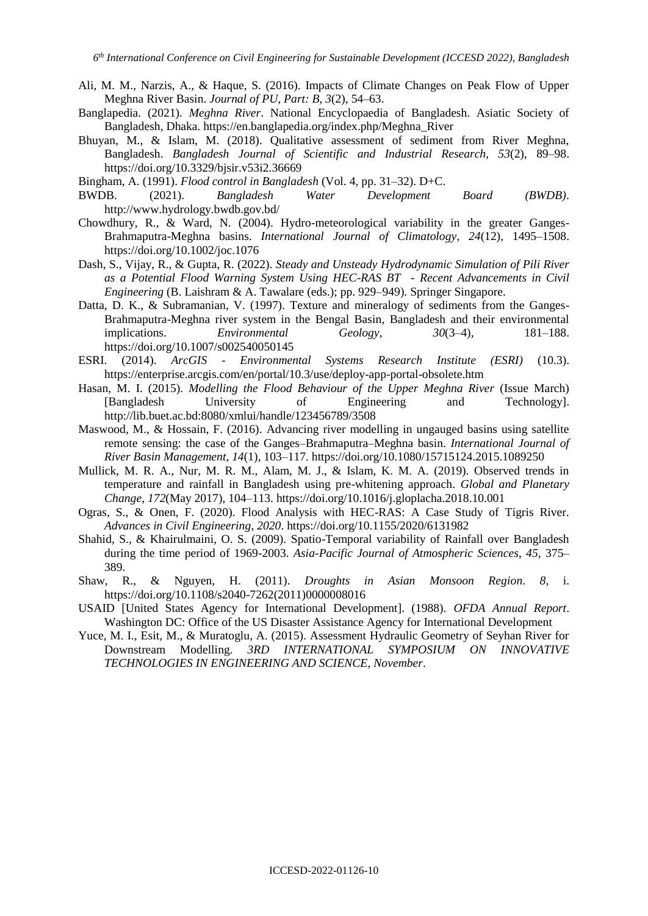Ali, M. M., Narzis, A., & Haque, S. (2016). Impacts of Climate Changes on Peak Flow of Upper Meghna River Basin. *Journal of PU, Part: B*, *3*(2), 54–63.

Banglapedia. (2021). *Meghna River*. National Encyclopaedia of Bangladesh. Asiatic Society of Bangladesh, Dhaka. https://en.banglapedia.org/index.php/Meghna_River

Bhuyan, M., & Islam, M. (2018). Qualitative assessment of sediment from River Meghna, Bangladesh. *Bangladesh Journal of Scientific and Industrial Research*, *53*(2), 89–98. https://doi.org/10.3329/bjsir.v53i2.36669

Bingham, A. (1991). *Flood control in Bangladesh* (Vol. 4, pp. 31–32). D+C.

BWDB. (2021). *Bangladesh Water Development Board (BWDB)*. http://www.hydrology.bwdb.gov.bd/

Chowdhury, R., & Ward, N. (2004). Hydro-meteorological variability in the greater Ganges-Brahmaputra-Meghna basins. *International Journal of Climatology*, *24*(12), 1495–1508. https://doi.org/10.1002/joc.1076

Dash, S., Vijay, R., & Gupta, R. (2022). *Steady and Unsteady Hydrodynamic Simulation of Pili River as a Potential Flood Warning System Using HEC-RAS BT - Recent Advancements in Civil Engineering* (B. Laishram & A. Tawalare (eds.); pp. 929–949). Springer Singapore.

Datta, D. K., & Subramanian, V. (1997). Texture and mineralogy of sediments from the Ganges-Brahmaputra-Meghna river system in the Bengal Basin, Bangladesh and their environmental implications. *Environmental Geology*, *30*(3–4), 181–188. https://doi.org/10.1007/s002540050145

ESRI. (2014). *ArcGIS - Environmental Systems Research Institute (ESRI)* (10.3). https://enterprise.arcgis.com/en/portal/10.3/use/deploy-app-portal-obsolete.htm

Hasan, M. I. (2015). *Modelling the Flood Behaviour of the Upper Meghna River* (Issue March) [Bangladesh University of Engineering and Technology]. http://lib.buet.ac.bd:8080/xmlui/handle/123456789/3508

Maswood, M., & Hossain, F. (2016). Advancing river modelling in ungauged basins using satellite remote sensing: the case of the Ganges–Brahmaputra–Meghna basin. *International Journal of River Basin Management*, *14*(1), 103–117. https://doi.org/10.1080/15715124.2015.1089250

Mullick, M. R. A., Nur, M. R. M., Alam, M. J., & Islam, K. M. A. (2019). Observed trends in temperature and rainfall in Bangladesh using pre-whitening approach. *Global and Planetary Change*, *172*(May 2017), 104–113. https://doi.org/10.1016/j.gloplacha.2018.10.001

Ogras, S., & Onen, F. (2020). Flood Analysis with HEC-RAS: A Case Study of Tigris River. *Advances in Civil Engineering*, *2020*. https://doi.org/10.1155/2020/6131982

Shahid, S., & Khairulmaini, O. S. (2009). Spatio-Temporal variability of Rainfall over Bangladesh during the time period of 1969-2003. *Asia-Pacific Journal of Atmospheric Sciences*, *45*, 375–389.

Shaw, R., & Nguyen, H. (2011). *Droughts in Asian Monsoon Region*. *8*, i. https://doi.org/10.1108/s2040-7262(2011)0000008016

USAID [United States Agency for International Development]. (1988). *OFDA Annual Report*. Washington DC: Office of the US Disaster Assistance Agency for International Development

Yuce, M. I., Esit, M., & Muratoglu, A. (2015). Assessment Hydraulic Geometry of Seyhan River for Downstream Modelling. *3RD INTERNATIONAL SYMPOSIUM ON INNOVATIVE TECHNOLOGIES IN ENGINEERING AND SCIENCE*, *November*.